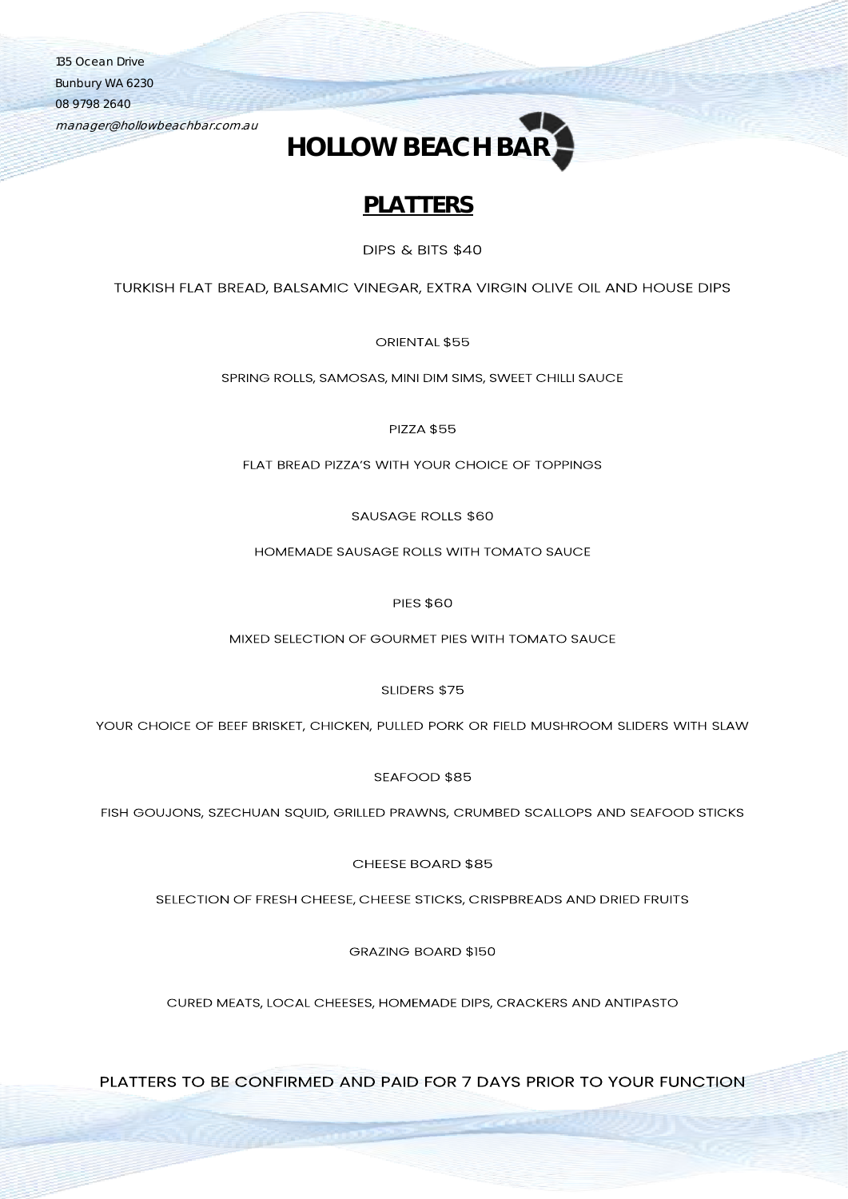135 Ocean Drive
Bunbury WA 6230
08 9798 2640
*manager@hollowbeachbar.com.au*

# HOLLOW BEACH BAR

## PLATTERS

DIPS & BITS $40

TURKISH FLAT BREAD, BALSAMIC VINEGAR, EXTRA VIRGIN OLIVE OIL AND HOUSE DIPS

ORIENTAL $55

SPRING ROLLS, SAMOSAS, MINI DIM SIMS, SWEET CHILLI SAUCE

PIZZA $55

FLAT BREAD PIZZA'S WITH YOUR CHOICE OF TOPPINGS

SAUSAGE ROLLS $60

HOMEMADE SAUSAGE ROLLS WITH TOMATO SAUCE

PIES $60

MIXED SELECTION OF GOURMET PIES WITH TOMATO SAUCE

SLIDERS $75

YOUR CHOICE OF BEEF BRISKET, CHICKEN, PULLED PORK OR FIELD MUSHROOM SLIDERS WITH SLAW

SEAFOOD $85

FISH GOUJONS, SZECHUAN SQUID, GRILLED PRAWNS, CRUMBED SCALLOPS AND SEAFOOD STICKS

CHEESE BOARD $85

SELECTION OF FRESH CHEESE, CHEESE STICKS, CRISPBREADS AND DRIED FRUITS

GRAZING BOARD $150

CURED MEATS, LOCAL CHEESES, HOMEMADE DIPS, CRACKERS AND ANTIPASTO

PLATTERS TO BE CONFIRMED AND PAID FOR 7 DAYS PRIOR TO YOUR FUNCTION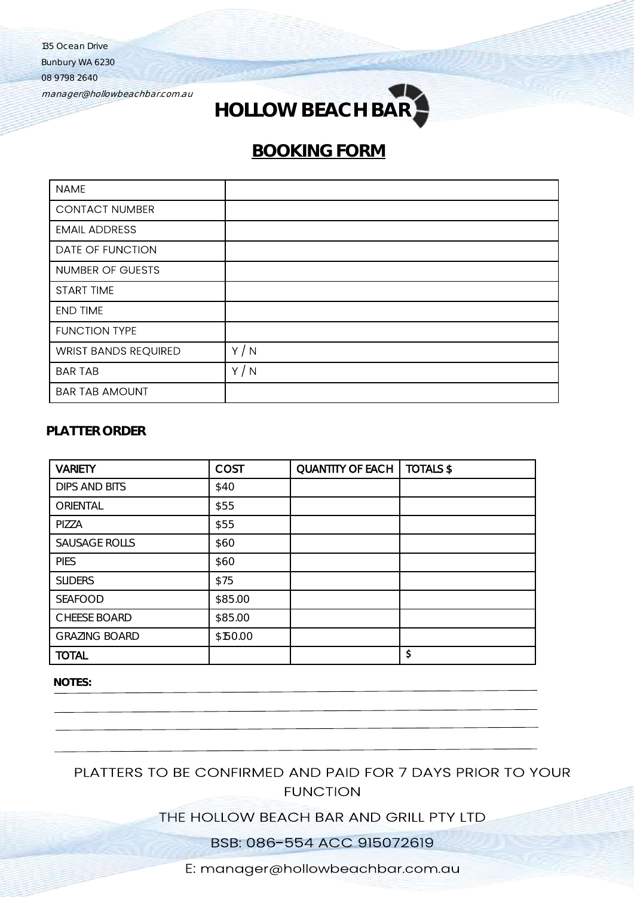135 Ocean Drive
Bunbury WA 6230
08 9798 2640
*manager@hollowbeachbar.com.au*

# HOLLOW BEACH BAR

## BOOKING FORM

| NAME | |
|---|---|
| CONTACT NUMBER | |
| EMAIL ADDRESS | |
| DATE OF FUNCTION | |
| NUMBER OF GUESTS | |
| START TIME | |
| END TIME | |
| FUNCTION TYPE | |
| WRIST BANDS REQUIRED | Y / N |
| BAR TAB | Y / N |
| BAR TAB AMOUNT | |

### PLATTER ORDER

| VARIETY | COST | QUANTITY OF EACH | TOTALS $ |
|---|---|---|---|
| DIPS AND BITS | $40 | | |
| ORIENTAL | $55 | | |
| PIZZA | $55 | | |
| SAUSAGE ROLLS | $60 | | |
| PIES | $60 | | |
| SLIDERS | $75 | | |
| SEAFOOD | $85.00 | | |
| CHEESE BOARD | $85.00 | | |
| GRAZING BOARD | $150.00 | | |
| TOTAL | | | $ |

**NOTES:**

___

___

___

___

PLATTERS TO BE CONFIRMED AND PAID FOR 7 DAYS PRIOR TO YOUR FUNCTION

THE HOLLOW BEACH BAR AND GRILL PTY LTD

BSB: 086-554 ACC 915072619

E: manager@hollowbeachbar.com.au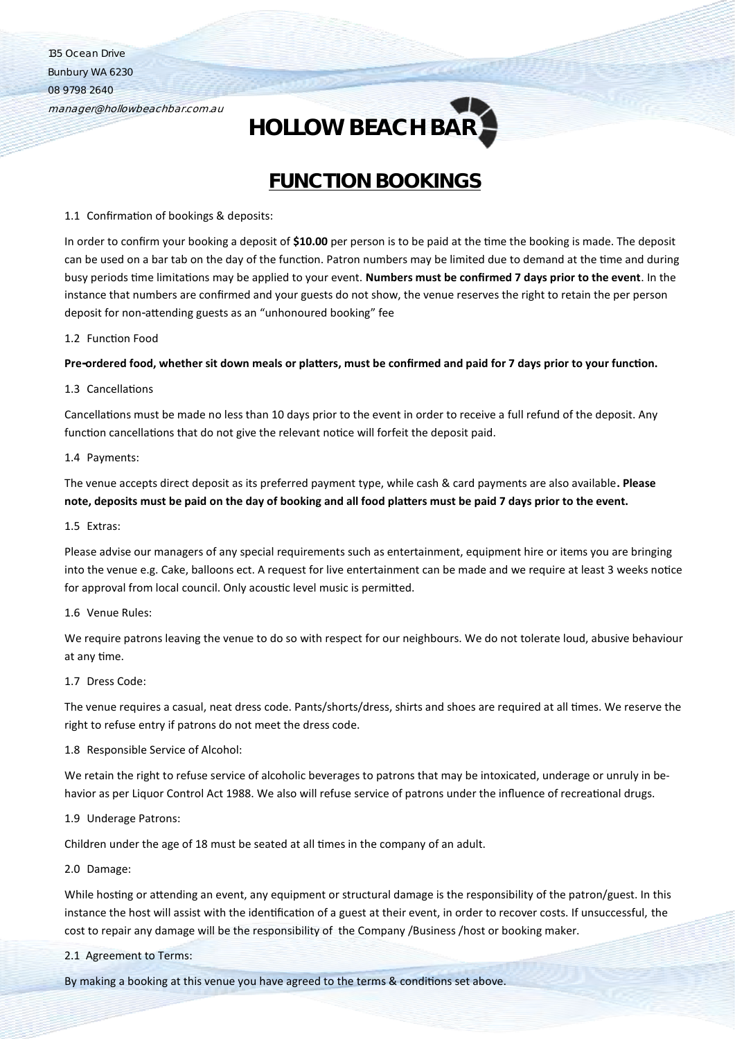135 Ocean Drive
Bunbury WA 6230
08 9798 2640
manager@hollowbeachbar.com.au

# HOLLOW BEACH BAR

## FUNCTION BOOKINGS

1.1 Confirmation of bookings & deposits:

In order to confirm your booking a deposit of **$10.00** per person is to be paid at the time the booking is made. The deposit can be used on a bar tab on the day of the function. Patron numbers may be limited due to demand at the time and during busy periods time limitations may be applied to your event. **Numbers must be confirmed 7 days prior to the event**. In the instance that numbers are confirmed and your guests do not show, the venue reserves the right to retain the per person deposit for non-attending guests as an "unhonoured booking" fee

1.2 Function Food

**Pre-ordered food, whether sit down meals or platters, must be confirmed and paid for 7 days prior to your function.**

1.3 Cancellations

Cancellations must be made no less than 10 days prior to the event in order to receive a full refund of the deposit. Any function cancellations that do not give the relevant notice will forfeit the deposit paid.

1.4 Payments:

The venue accepts direct deposit as its preferred payment type, while cash & card payments are also available**. Please note, deposits must be paid on the day of booking and all food platters must be paid 7 days prior to the event.**

1.5 Extras:

Please advise our managers of any special requirements such as entertainment, equipment hire or items you are bringing into the venue e.g. Cake, balloons ect. A request for live entertainment can be made and we require at least 3 weeks notice for approval from local council. Only acoustic level music is permitted.

1.6 Venue Rules:

We require patrons leaving the venue to do so with respect for our neighbours. We do not tolerate loud, abusive behaviour at any time.

1.7 Dress Code:

The venue requires a casual, neat dress code. Pants/shorts/dress, shirts and shoes are required at all times. We reserve the right to refuse entry if patrons do not meet the dress code.

1.8 Responsible Service of Alcohol:

We retain the right to refuse service of alcoholic beverages to patrons that may be intoxicated, underage or unruly in behavior as per Liquor Control Act 1988. We also will refuse service of patrons under the influence of recreational drugs.

1.9 Underage Patrons:

Children under the age of 18 must be seated at all times in the company of an adult.

2.0 Damage:

While hosting or attending an event, any equipment or structural damage is the responsibility of the patron/guest. In this instance the host will assist with the identification of a guest at their event, in order to recover costs. If unsuccessful, the cost to repair any damage will be the responsibility of the Company /Business /host or booking maker.

2.1 Agreement to Terms:

By making a booking at this venue you have agreed to the terms & conditions set above.